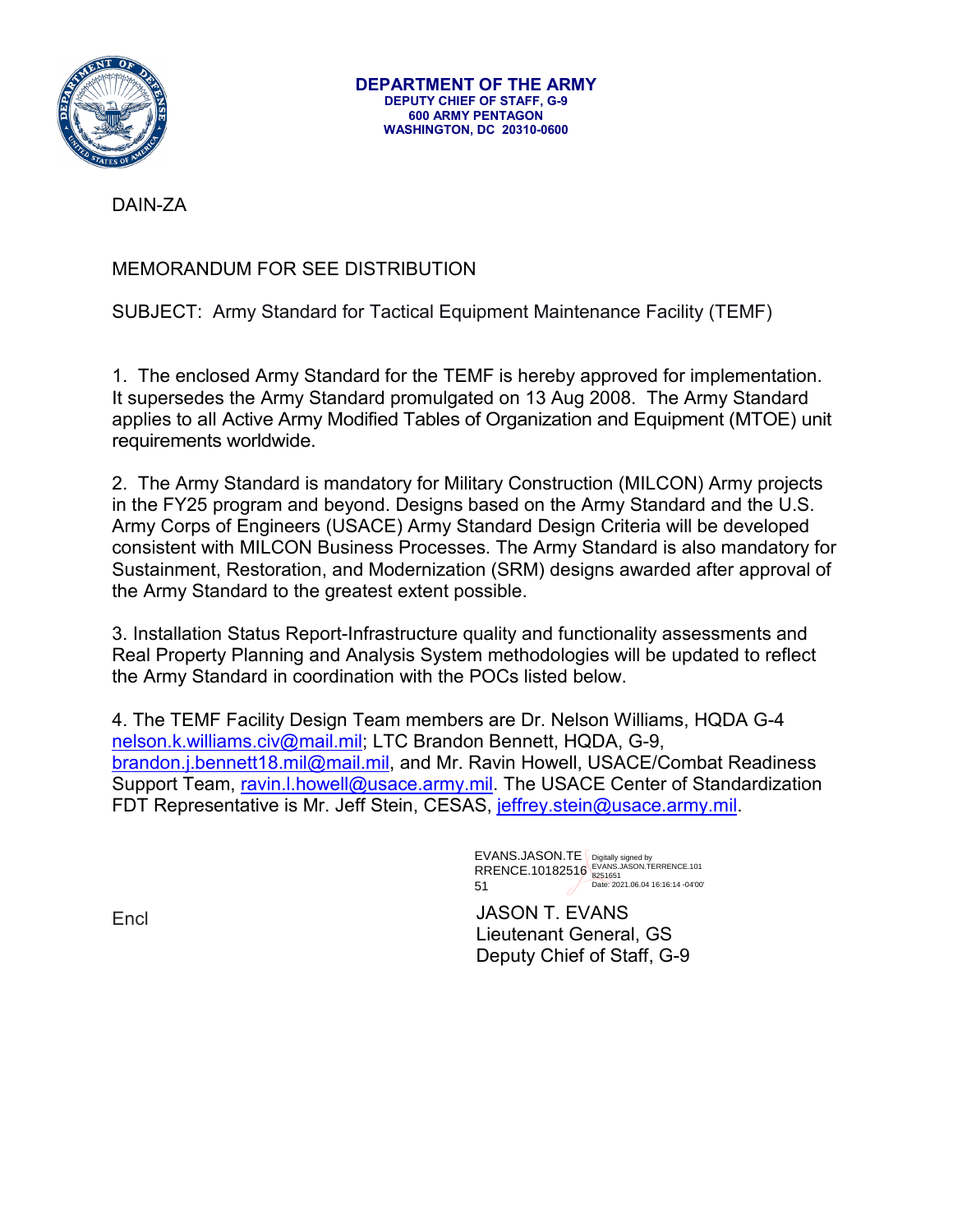**DEPARTMENT OF THE ARMY**
**DEPUTY CHIEF OF STAFF, G-9**
**600 ARMY PENTAGON**
**WASHINGTON, DC 20310-0600**

DAIN-ZA

MEMORANDUM FOR SEE DISTRIBUTION

SUBJECT: Army Standard for Tactical Equipment Maintenance Facility (TEMF)

1. The enclosed Army Standard for the TEMF is hereby approved for implementation. It supersedes the Army Standard promulgated on 13 Aug 2008. The Army Standard applies to all Active Army Modified Tables of Organization and Equipment (MTOE) unit requirements worldwide.

2. The Army Standard is mandatory for Military Construction (MILCON) Army projects in the FY25 program and beyond. Designs based on the Army Standard and the U.S. Army Corps of Engineers (USACE) Army Standard Design Criteria will be developed consistent with MILCON Business Processes. The Army Standard is also mandatory for Sustainment, Restoration, and Modernization (SRM) designs awarded after approval of the Army Standard to the greatest extent possible.

3. Installation Status Report-Infrastructure quality and functionality assessments and Real Property Planning and Analysis System methodologies will be updated to reflect the Army Standard in coordination with the POCs listed below.

4. The TEMF Facility Design Team members are Dr. Nelson Williams, HQDA G-4 nelson.k.williams.civ@mail.mil; LTC Brandon Bennett, HQDA, G-9, brandon.j.bennett18.mil@mail.mil, and Mr. Ravin Howell, USACE/Combat Readiness Support Team, ravin.l.howell@usace.army.mil. The USACE Center of Standardization FDT Representative is Mr. Jeff Stein, CESAS, jeffrey.stein@usace.army.mil.

EVANS.JASON.TERRENCE.1018251651
Digitally signed by EVANS.JASON.TERRENCE.1018251651
Date: 2021.06.04 16:16:14 -04'00'

Encl

JASON T. EVANS
Lieutenant General, GS
Deputy Chief of Staff, G-9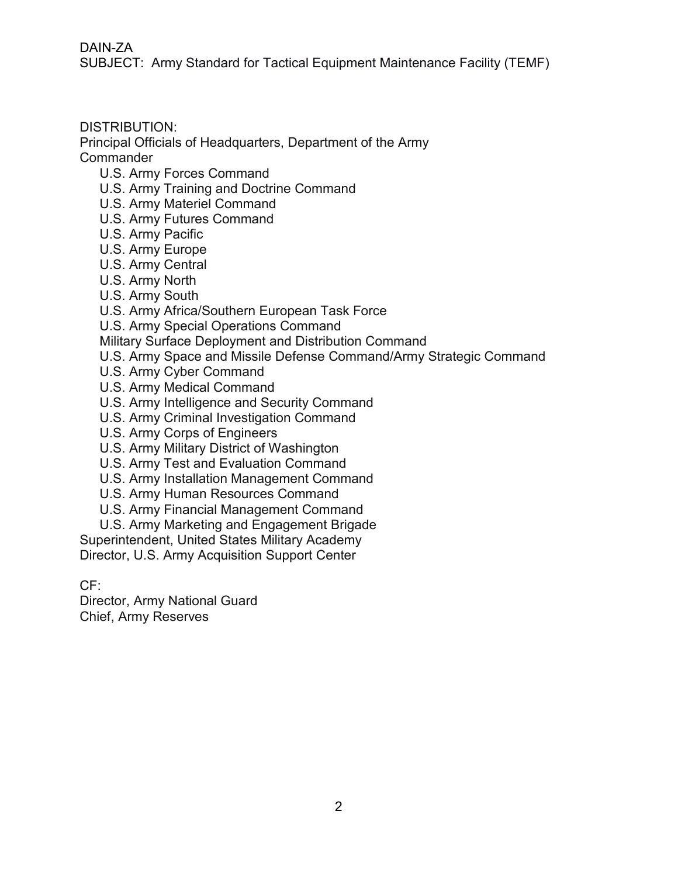DISTRIBUTION:

Principal Officials of Headquarters, Department of the Army

Commander

- U.S. Army Forces Command
- U.S. Army Training and Doctrine Command
- U.S. Army Materiel Command
- U.S. Army Futures Command
- U.S. Army Pacific
- U.S. Army Europe
- U.S. Army Central
- U.S. Army North
- U.S. Army South
- U.S. Army Africa/Southern European Task Force
- U.S. Army Special Operations Command
- Military Surface Deployment and Distribution Command
- U.S. Army Space and Missile Defense Command/Army Strategic Command
- U.S. Army Cyber Command
- U.S. Army Medical Command
- U.S. Army Intelligence and Security Command
- U.S. Army Criminal Investigation Command
- U.S. Army Corps of Engineers
- U.S. Army Military District of Washington
- U.S. Army Test and Evaluation Command
- U.S. Army Installation Management Command
- U.S. Army Human Resources Command
- U.S. Army Financial Management Command
- U.S. Army Marketing and Engagement Brigade

Superintendent, United States Military Academy

Director, U.S. Army Acquisition Support Center

CF:

Director, Army National Guard

Chief, Army Reserves